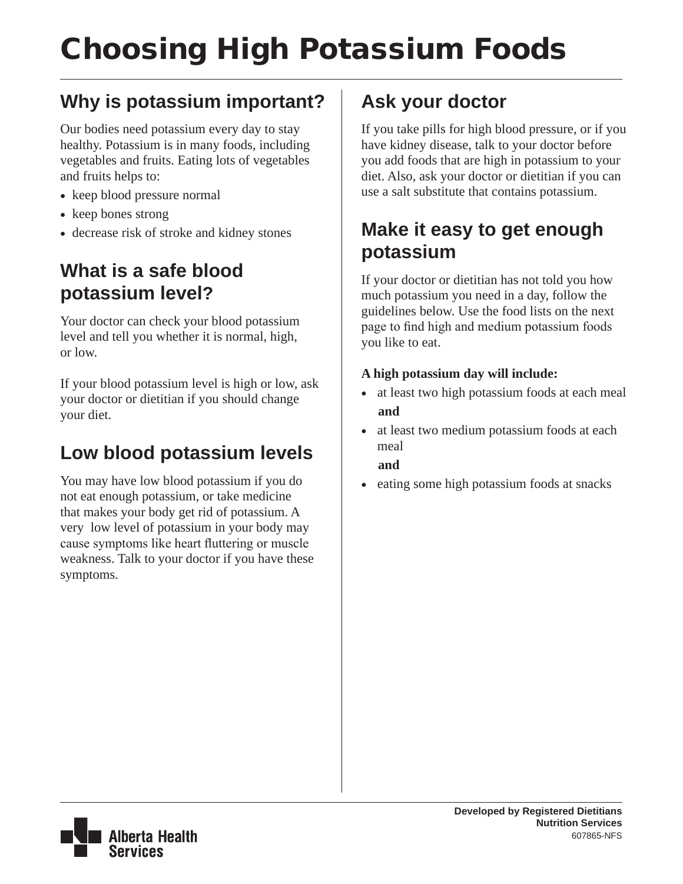# Choosing High Potassium Foods

## Why is potassium important?

Our bodies need potassium every day to stay healthy. Potassium is in many foods, including vegetables and fruits. Eating lots of vegetables and fruits helps to:

- keep blood pressure normal
- keep bones strong
- decrease risk of stroke and kidney stones

## What is a safe blood potassium level?

Your doctor can check your blood potassium level and tell you whether it is normal, high, or low.

If your blood potassium level is high or low, ask your doctor or dietitian if you should change your diet.

## Low blood potassium levels

You may have low blood potassium if you do not eat enough potassium, or take medicine that makes your body get rid of potassium. A very low level of potassium in your body may cause symptoms like heart fluttering or muscle weakness. Talk to your doctor if you have these symptoms.

## Ask your doctor

If you take pills for high blood pressure, or if you have kidney disease, talk to your doctor before you add foods that are high in potassium to your diet. Also, ask your doctor or dietitian if you can use a salt substitute that contains potassium.

## Make it easy to get enough potassium

If your doctor or dietitian has not told you how much potassium you need in a day, follow the guidelines below. Use the food lists on the next page to find high and medium potassium foods you like to eat.

**A high potassium day will include:**

- at least two high potassium foods at each meal
  **and**
- at least two medium potassium foods at each meal
  **and**
- eating some high potassium foods at snacks

**Developed by Registered Dietitians**
**Nutrition Services**
607865-NFS

Alberta Health Services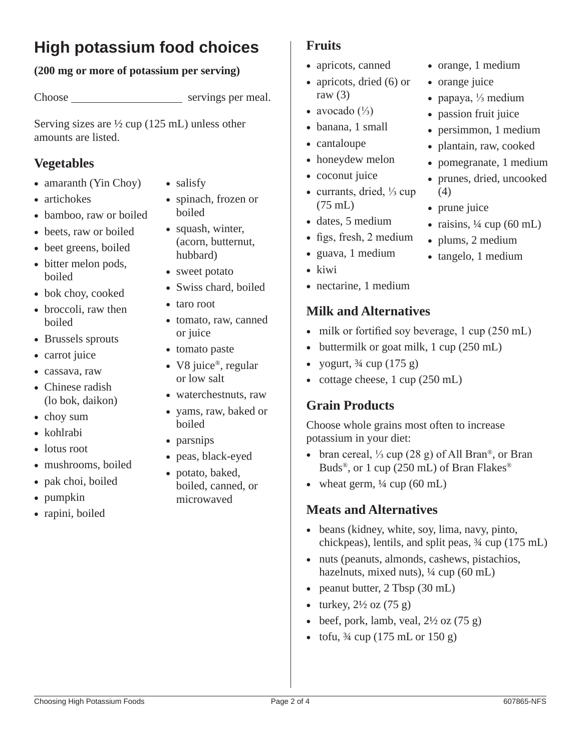# High potassium food choices

**(200 mg or more of potassium per serving)**

Choose ____________________ servings per meal.

Serving sizes are ½ cup (125 mL) unless other amounts are listed.

## Vegetables

- amaranth (Yin Choy)
- artichokes
- bamboo, raw or boiled
- beets, raw or boiled
- beet greens, boiled
- bitter melon pods, boiled
- bok choy, cooked
- broccoli, raw then boiled
- Brussels sprouts
- carrot juice
- cassava, raw
- Chinese radish (lo bok, daikon)
- choy sum
- kohlrabi
- lotus root
- mushrooms, boiled
- pak choi, boiled
- pumpkin
- rapini, boiled
- salisfy
- spinach, frozen or boiled
- squash, winter, (acorn, butternut, hubbard)
- sweet potato
- Swiss chard, boiled
- taro root
- tomato, raw, canned or juice
- tomato paste
- V8 juice®, regular or low salt
- waterchestnuts, raw
- yams, raw, baked or boiled
- parsnips
- peas, black-eyed
- potato, baked, boiled, canned, or microwaved

## Fruits

- apricots, canned
- apricots, dried (6) or raw (3)
- avocado (⅓)
- banana, 1 small
- cantaloupe
- honeydew melon
- coconut juice
- currants, dried, ⅓ cup (75 mL)
- dates, 5 medium
- figs, fresh, 2 medium
- guava, 1 medium
- kiwi
- nectarine, 1 medium
- orange, 1 medium
- orange juice
- papaya, ⅓ medium
- passion fruit juice
- persimmon, 1 medium
- plantain, raw, cooked
- pomegranate, 1 medium
- prunes, dried, uncooked (4)
- prune juice
- raisins, ¼ cup (60 mL)
- plums, 2 medium
- tangelo, 1 medium

## Milk and Alternatives

- milk or fortified soy beverage, 1 cup (250 mL)
- buttermilk or goat milk, 1 cup (250 mL)
- yogurt, ¾ cup (175 g)
- cottage cheese, 1 cup (250 mL)

## Grain Products

Choose whole grains most often to increase potassium in your diet:

- bran cereal, ⅓ cup (28 g) of All Bran®, or Bran Buds®, or 1 cup (250 mL) of Bran Flakes®
- wheat germ, ¼ cup (60 mL)

## Meats and Alternatives

- beans (kidney, white, soy, lima, navy, pinto, chickpeas), lentils, and split peas, ¾ cup (175 mL)
- nuts (peanuts, almonds, cashews, pistachios, hazelnuts, mixed nuts), ¼ cup (60 mL)
- peanut butter, 2 Tbsp (30 mL)
- turkey, 2½ oz (75 g)
- beef, pork, lamb, veal, 2½ oz (75 g)
- tofu, ¾ cup (175 mL or 150 g)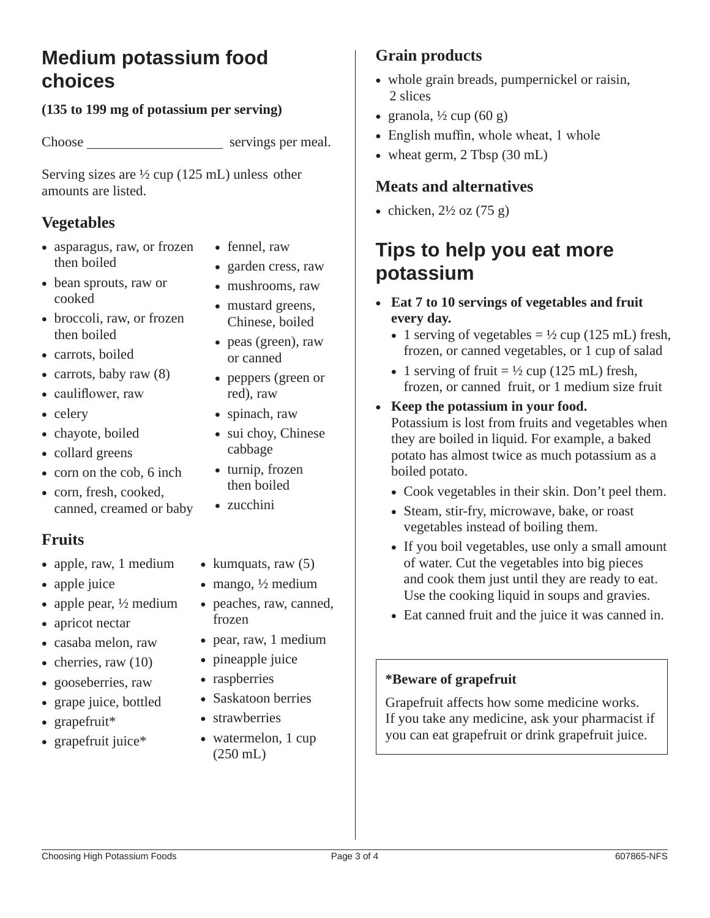# Medium potassium food choices

**(135 to 199 mg of potassium per serving)**

Choose ____________________ servings per meal.

Serving sizes are ½ cup (125 mL) unless other amounts are listed.

## Vegetables

- asparagus, raw, or frozen then boiled
- bean sprouts, raw or cooked
- broccoli, raw, or frozen then boiled
- carrots, boiled
- carrots, baby raw (8)
- cauliflower, raw
- celery
- chayote, boiled
- collard greens
- corn on the cob, 6 inch
- corn, fresh, cooked, canned, creamed or baby
- fennel, raw
- garden cress, raw
- mushrooms, raw
- mustard greens, Chinese, boiled
- peas (green), raw or canned
- peppers (green or red), raw
- spinach, raw
- sui choy, Chinese cabbage
- turnip, frozen then boiled
- zucchini

## Fruits

- apple, raw, 1 medium
- apple juice
- apple pear, ½ medium
- apricot nectar
- casaba melon, raw
- cherries, raw (10)
- gooseberries, raw
- grape juice, bottled
- grapefruit*
- grapefruit juice*
- kumquats, raw (5)
- mango, ½ medium
- peaches, raw, canned, frozen
- pear, raw, 1 medium
- pineapple juice
- raspberries
- Saskatoon berries
- strawberries
- watermelon, 1 cup (250 mL)

## Grain products

- whole grain breads, pumpernickel or raisin, 2 slices
- granola, ½ cup (60 g)
- English muffin, whole wheat, 1 whole
- wheat germ, 2 Tbsp (30 mL)

## Meats and alternatives

- chicken, 2½ oz (75 g)

# Tips to help you eat more potassium

- **Eat 7 to 10 servings of vegetables and fruit every day.**
  - 1 serving of vegetables = ½ cup (125 mL) fresh, frozen, or canned vegetables, or 1 cup of salad
  - 1 serving of fruit = ½ cup (125 mL) fresh, frozen, or canned fruit, or 1 medium size fruit
- **Keep the potassium in your food.**
  Potassium is lost from fruits and vegetables when they are boiled in liquid. For example, a baked potato has almost twice as much potassium as a boiled potato.
  - Cook vegetables in their skin. Don't peel them.
  - Steam, stir-fry, microwave, bake, or roast vegetables instead of boiling them.
  - If you boil vegetables, use only a small amount of water. Cut the vegetables into big pieces and cook them just until they are ready to eat. Use the cooking liquid in soups and gravies.
  - Eat canned fruit and the juice it was canned in.

**\*Beware of grapefruit**

Grapefruit affects how some medicine works. If you take any medicine, ask your pharmacist if you can eat grapefruit or drink grapefruit juice.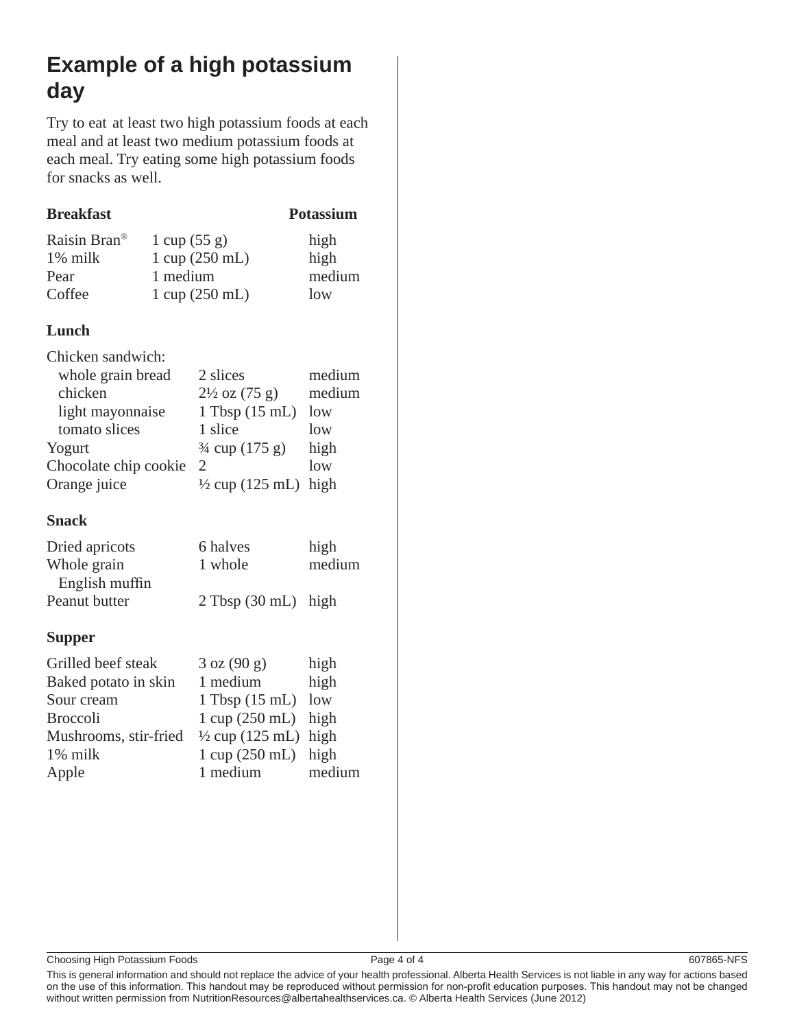# Example of a high potassium day

Try to eat at least two high potassium foods at each meal and at least two medium potassium foods at each meal. Try eating some high potassium foods for snacks as well.

| Breakfast | | Potassium |
|---|---|---|
| Raisin Bran® | 1 cup (55 g) | high |
| 1% milk | 1 cup (250 mL) | high |
| Pear | 1 medium | medium |
| Coffee | 1 cup (250 mL) | low |

**Lunch**

| | | |
|---|---|---|
| Chicken sandwich: | | |
| whole grain bread | 2 slices | medium |
| chicken | 2½ oz (75 g) | medium |
| light mayonnaise | 1 Tbsp (15 mL) | low |
| tomato slices | 1 slice | low |
| Yogurt | ¾ cup (175 g) | high |
| Chocolate chip cookie | 2 | low |
| Orange juice | ½ cup (125 mL) | high |

**Snack**

| | | |
|---|---|---|
| Dried apricots | 6 halves | high |
| Whole grain English muffin | 1 whole | medium |
| Peanut butter | 2 Tbsp (30 mL) | high |

**Supper**

| | | |
|---|---|---|
| Grilled beef steak | 3 oz (90 g) | high |
| Baked potato in skin | 1 medium | high |
| Sour cream | 1 Tbsp (15 mL) | low |
| Broccoli | 1 cup (250 mL) | high |
| Mushrooms, stir-fried | ½ cup (125 mL) | high |
| 1% milk | 1 cup (250 mL) | high |
| Apple | 1 medium | medium |

This is general information and should not replace the advice of your health professional. Alberta Health Services is not liable in any way for actions based on the use of this information. This handout may be reproduced without permission for non-profit education purposes. This handout may not be changed without written permission from NutritionResources@albertahealthservices.ca. © Alberta Health Services (June 2012)